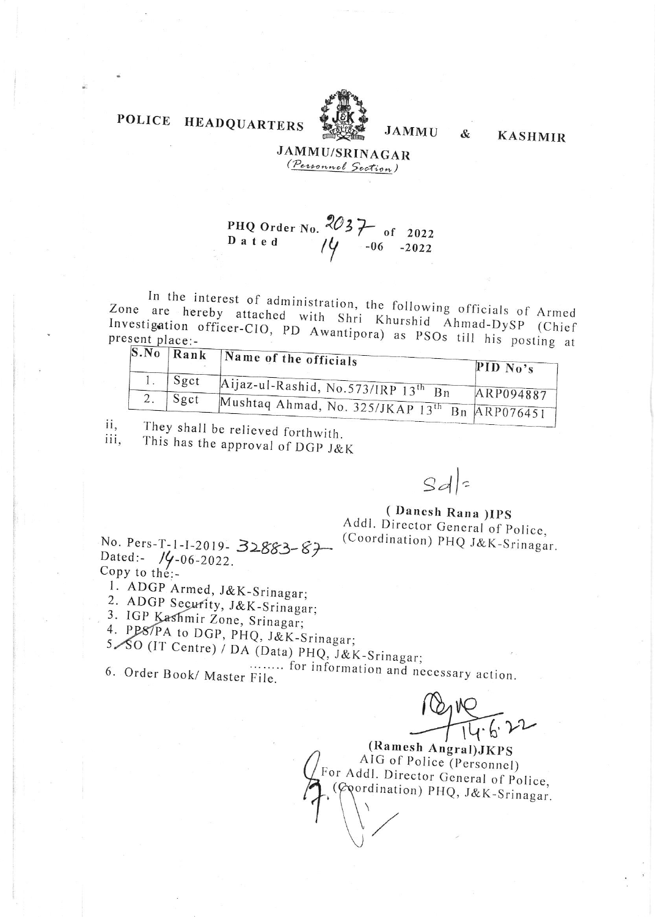POLICE HEADQUARTERS JAMMU & KASHMIR
JAMMU/SRINAGAR
*(Personnel Section)*

PHQ Order No. 2037 of 2022
Dated 14 -06 -2022

In the interest of administration, the following officials of Armed Zone are hereby attached with Shri Khurshid Ahmad-DySP (Chief Investigation officer-CIO, PD Awantipora) as PSOs till his posting at present place:-

| S.No | Rank | Name of the officials | PID No's |
|---|---|---|---|
| 1. | Sgct | Aijaz-ul-Rashid, No.573/IRP 13th Bn | ARP094887 |
| 2. | Sgct | Mushtaq Ahmad, No. 325/JKAP 13th Bn | ARP076451 |

ii, They shall be relieved forthwith.
iii, This has the approval of DGP J&K

Sd/-

**(Danesh Rana)IPS**
Addl. Director General of Police,
(Coordination) PHQ J&K-Srinagar.

No. Pers-T-1-I-2019- 32883-87
Dated:- 14-06-2022.
Copy to the:-

1. ADGP Armed, J&K-Srinagar;
2. ADGP Security, J&K-Srinagar;
3. IGP Kashmir Zone, Srinagar;
4. PPS/PA to DGP, PHQ, J&K-Srinagar;
5. SO (IT Centre) / DA (Data) PHQ, J&K-Srinagar;
   ........ for information and necessary action.
6. Order Book/ Master File.

14.6.22

**(Ramesh Angral)JKPS**
AIG of Police (Personnel)
For Addl. Director General of Police,
(Coordination) PHQ, J&K-Srinagar.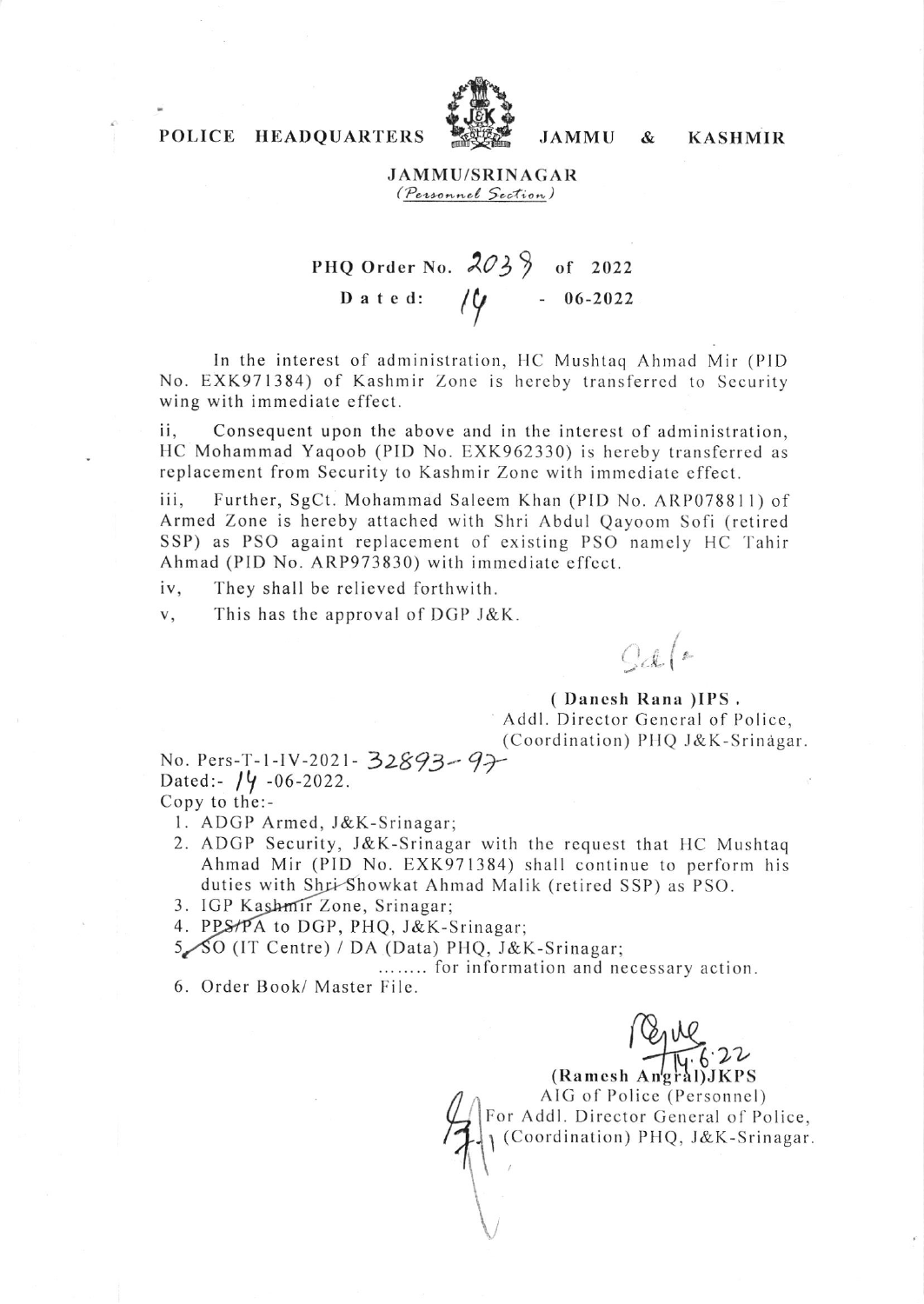# POLICE HEADQUARTERS JAMMU & KASHMIR

**JAMMU/SRINAGAR**
*(Personnel Section)*

**PHQ Order No. 2039 of 2022**
**Dated: 14 - 06-2022**

In the interest of administration, HC Mushtaq Ahmad Mir (PID No. EXK971384) of Kashmir Zone is hereby transferred to Security wing with immediate effect.

ii, Consequent upon the above and in the interest of administration, HC Mohammad Yaqoob (PID No. EXK962330) is hereby transferred as replacement from Security to Kashmir Zone with immediate effect.

iii, Further, SgCt. Mohammad Saleem Khan (PID No. ARP078811) of Armed Zone is hereby attached with Shri Abdul Qayoom Sofi (retired SSP) as PSO againt replacement of existing PSO namely HC Tahir Ahmad (PID No. ARP973830) with immediate effect.

iv, They shall be relieved forthwith.

v, This has the approval of DGP J&K.

Sd/-

**( Danesh Rana )IPS ,**
Addl. Director General of Police,
(Coordination) PHQ J&K-Srinagar.

No. Pers-T-1-IV-2021- 32893-97
Dated:- 14 -06-2022.
Copy to the:-

1. ADGP Armed, J&K-Srinagar;
2. ADGP Security, J&K-Srinagar with the request that HC Mushtaq Ahmad Mir (PID No. EXK971384) shall continue to perform his duties with Shri Showkat Ahmad Malik (retired SSP) as PSO.
3. IGP Kashmir Zone, Srinagar;
4. PPS/PA to DGP, PHQ, J&K-Srinagar;
5. SO (IT Centre) / DA (Data) PHQ, J&K-Srinagar;

........ for information and necessary action.

6. Order Book/ Master File.

14.6.22
**(Ramesh Angral)JKPS**
AIG of Police (Personnel)
For Addl. Director General of Police,
(Coordination) PHQ, J&K-Srinagar.